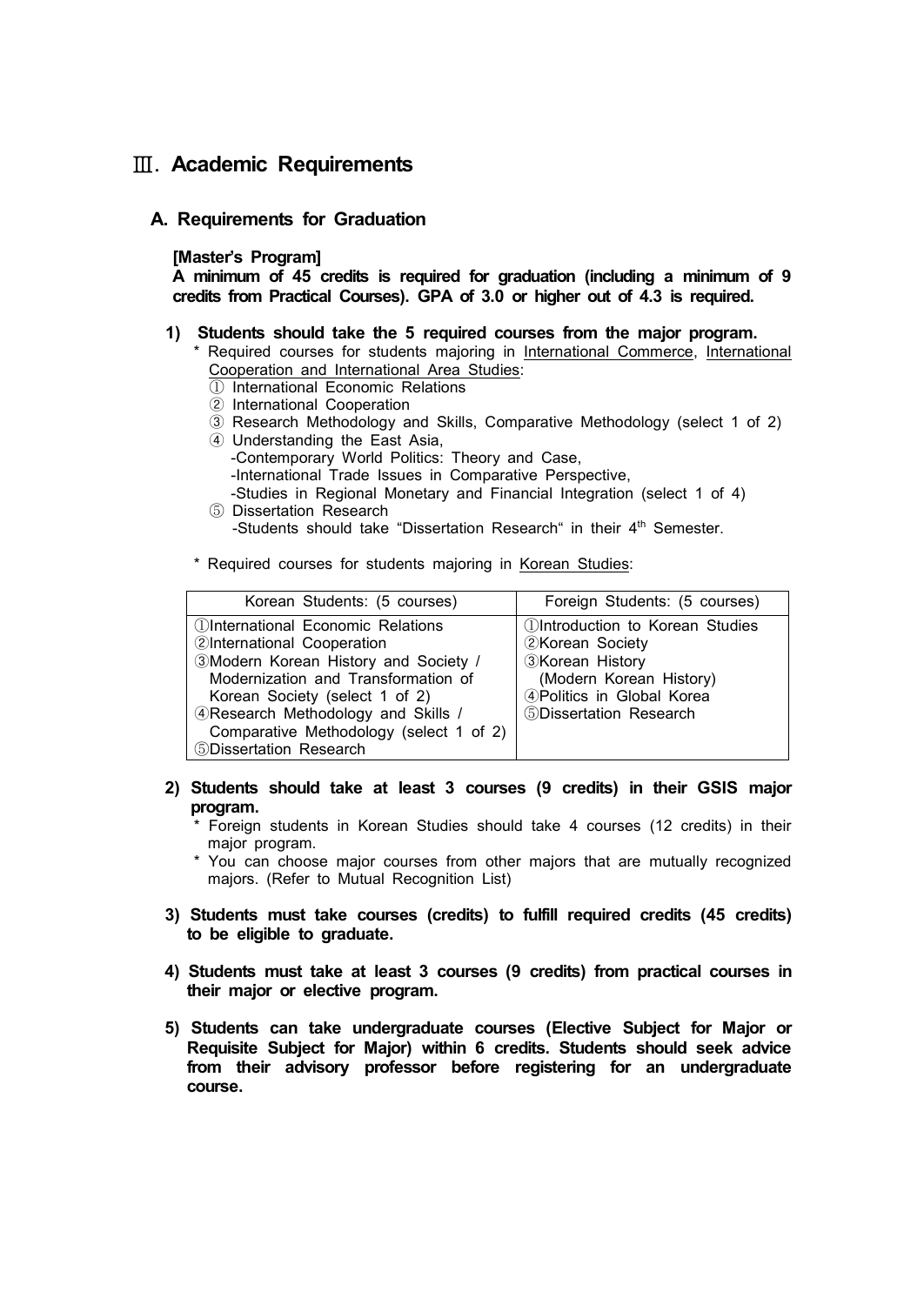# Ⅲ. Academic Requirements

## A. Requirements for Graduation

**[Master's Program]**

**A minimum of 45 credits is required for graduation (including a minimum of 9 credits from Practical Courses). GPA of 3.0 or higher out of 4.3 is required.**

**1) Students should take the 5 required courses from the major program.**

\* Required courses for students majoring in International Commerce, International Cooperation and International Area Studies:

① International Economic Relations
② International Cooperation
③ Research Methodology and Skills, Comparative Methodology (select 1 of 2)
④ Understanding the East Asia,
  -Contemporary World Politics: Theory and Case,
  -International Trade Issues in Comparative Perspective,
  -Studies in Regional Monetary and Financial Integration (select 1 of 4)
⑤ Dissertation Research
  -Students should take "Dissertation Research" in their 4th Semester.

\* Required courses for students majoring in Korean Studies:

| Korean Students: (5 courses) | Foreign Students: (5 courses) |
|---|---|
| ①International Economic Relations<br>②International Cooperation<br>③Modern Korean History and Society / Modernization and Transformation of Korean Society (select 1 of 2)<br>④Research Methodology and Skills / Comparative Methodology (select 1 of 2)<br>⑤Dissertation Research | ①Introduction to Korean Studies<br>②Korean Society<br>③Korean History (Modern Korean History)<br>④Politics in Global Korea<br>⑤Dissertation Research |

**2) Students should take at least 3 courses (9 credits) in their GSIS major program.**

\* Foreign students in Korean Studies should take 4 courses (12 credits) in their major program.
\* You can choose major courses from other majors that are mutually recognized majors. (Refer to Mutual Recognition List)

**3) Students must take courses (credits) to fulfill required credits (45 credits) to be eligible to graduate.**

**4) Students must take at least 3 courses (9 credits) from practical courses in their major or elective program.**

**5) Students can take undergraduate courses (Elective Subject for Major or Requisite Subject for Major) within 6 credits. Students should seek advice from their advisory professor before registering for an undergraduate course.**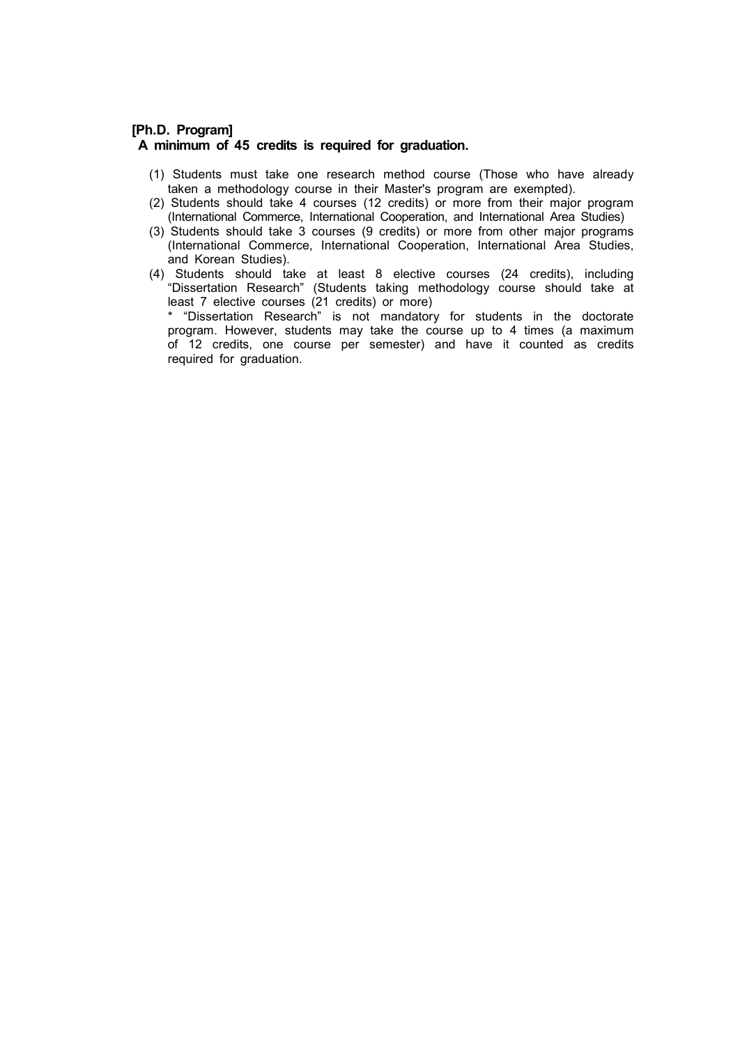**[Ph.D. Program]**

**A minimum of 45 credits is required for graduation.**

(1) Students must take one research method course (Those who have already taken a methodology course in their Master's program are exempted).

(2) Students should take 4 courses (12 credits) or more from their major program (International Commerce, International Cooperation, and International Area Studies)

(3) Students should take 3 courses (9 credits) or more from other major programs (International Commerce, International Cooperation, International Area Studies, and Korean Studies).

(4) Students should take at least 8 elective courses (24 credits), including “Dissertation Research” (Students taking methodology course should take at least 7 elective courses (21 credits) or more)

\* “Dissertation Research” is not mandatory for students in the doctorate program. However, students may take the course up to 4 times (a maximum of 12 credits, one course per semester) and have it counted as credits required for graduation.